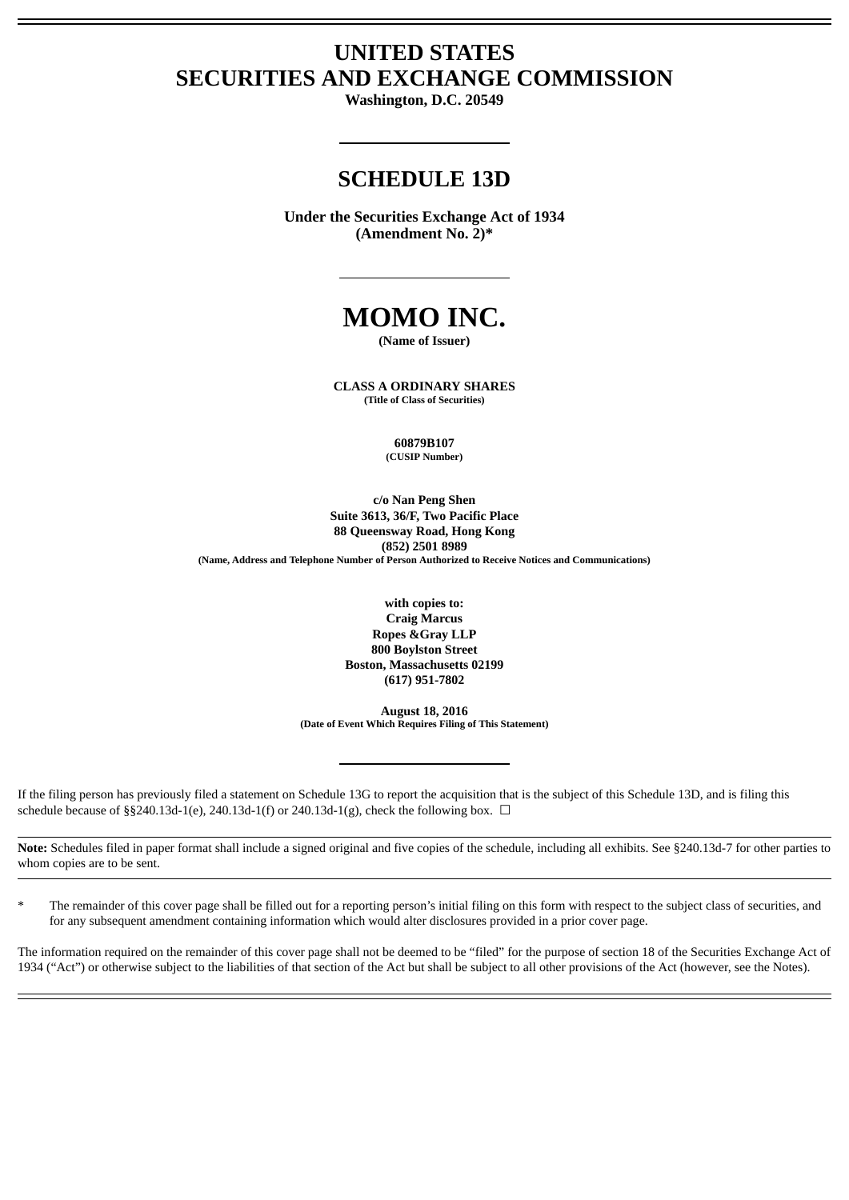# UNITED STATES
# SECURITIES AND EXCHANGE COMMISSION

**Washington, D.C. 20549**

---

## SCHEDULE 13D

**Under the Securities Exchange Act of 1934**
**(Amendment No. 2)***

---

# MOMO INC.

**(Name of Issuer)**

**CLASS A ORDINARY SHARES**
**(Title of Class of Securities)**

**60879B107**
**(CUSIP Number)**

**c/o Nan Peng Shen**
**Suite 3613, 36/F, Two Pacific Place**
**88 Queensway Road, Hong Kong**
**(852) 2501 8989**
**(Name, Address and Telephone Number of Person Authorized to Receive Notices and Communications)**

**with copies to:**
**Craig Marcus**
**Ropes &Gray LLP**
**800 Boylston Street**
**Boston, Massachusetts 02199**
**(617) 951-7802**

**August 18, 2016**
**(Date of Event Which Requires Filing of This Statement)**

---

If the filing person has previously filed a statement on Schedule 13G to report the acquisition that is the subject of this Schedule 13D, and is filing this schedule because of §§240.13d-1(e), 240.13d-1(f) or 240.13d-1(g), check the following box. ☐

**Note:** Schedules filed in paper format shall include a signed original and five copies of the schedule, including all exhibits. See §240.13d-7 for other parties to whom copies are to be sent.

\* The remainder of this cover page shall be filled out for a reporting person's initial filing on this form with respect to the subject class of securities, and for any subsequent amendment containing information which would alter disclosures provided in a prior cover page.

The information required on the remainder of this cover page shall not be deemed to be "filed" for the purpose of section 18 of the Securities Exchange Act of 1934 ("Act") or otherwise subject to the liabilities of that section of the Act but shall be subject to all other provisions of the Act (however, see the Notes).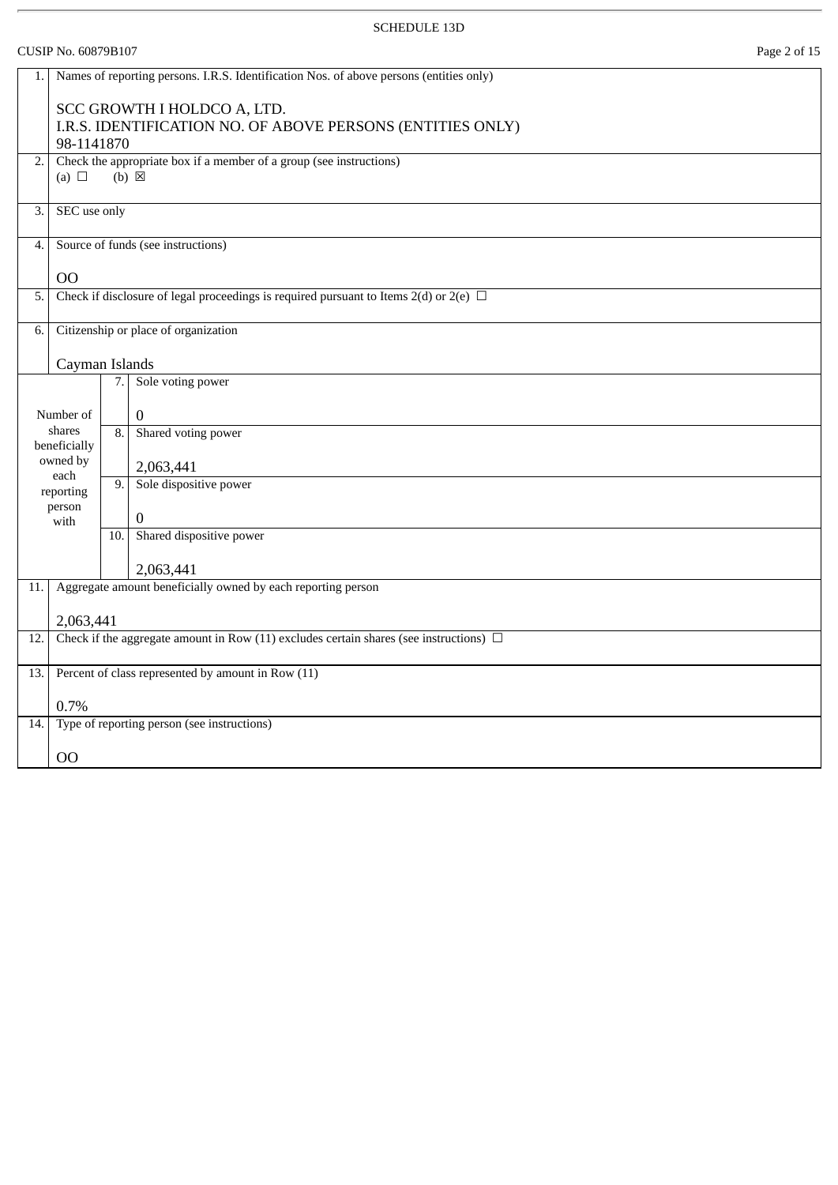SCHEDULE 13D

CUSIP No. 60879B107

| | | | |
|---|---|---|---|
| 1. | Names of reporting persons. I.R.S. Identification Nos. of above persons (entities only)<br><br>SCC GROWTH I HOLDCO A, LTD.<br>I.R.S. IDENTIFICATION NO. OF ABOVE PERSONS (ENTITIES ONLY)<br>98-1141870 | | |
| 2. | Check the appropriate box if a member of a group (see instructions)<br>(a) ☐ (b) ☒ | | |
| 3. | SEC use only | | |
| 4. | Source of funds (see instructions)<br><br>OO | | |
| 5. | Check if disclosure of legal proceedings is required pursuant to Items 2(d) or 2(e) ☐ | | |
| 6. | Citizenship or place of organization<br><br>Cayman Islands | | |
| Number of shares beneficially owned by each reporting person with | | 7. | Sole voting power<br><br>0 |
| | | 8. | Shared voting power<br><br>2,063,441 |
| | | 9. | Sole dispositive power<br><br>0 |
| | | 10. | Shared dispositive power<br><br>2,063,441 |
| 11. | Aggregate amount beneficially owned by each reporting person<br><br>2,063,441 | | |
| 12. | Check if the aggregate amount in Row (11) excludes certain shares (see instructions) ☐ | | |
| 13. | Percent of class represented by amount in Row (11)<br><br>0.7% | | |
| 14. | Type of reporting person (see instructions)<br><br>OO | | |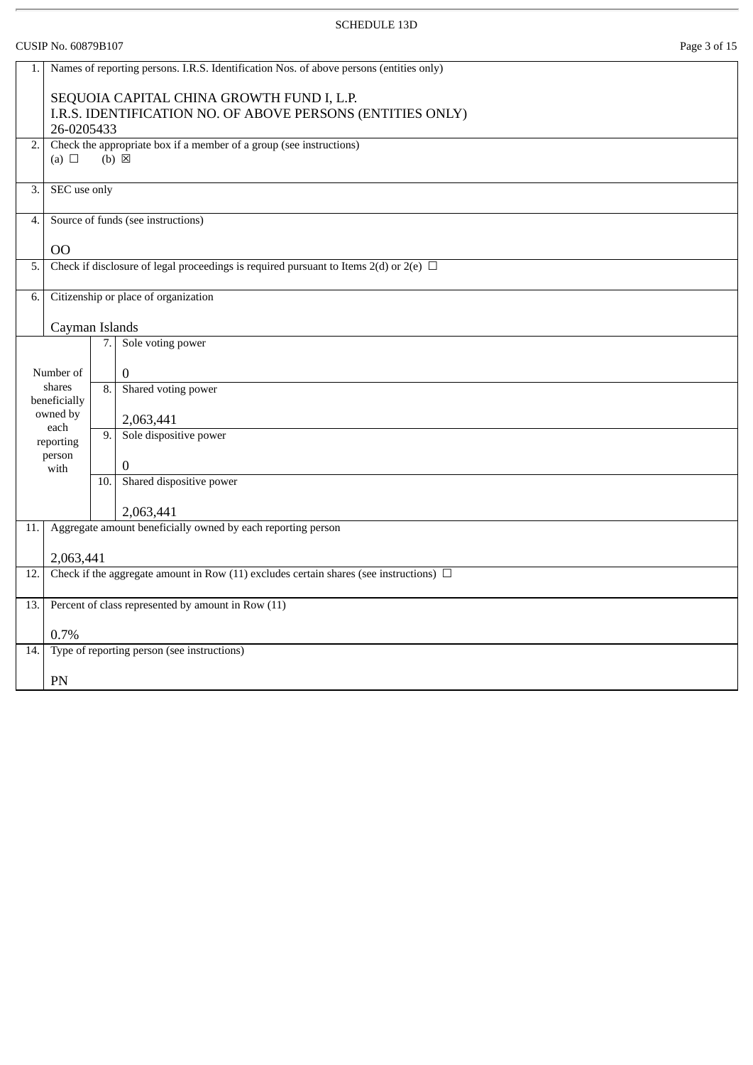SCHEDULE 13D

CUSIP No. 60879B107

| | | | |
|---|---|---|---|
| 1. | Names of reporting persons. I.R.S. Identification Nos. of above persons (entities only)<br><br>SEQUOIA CAPITAL CHINA GROWTH FUND I, L.P.<br>I.R.S. IDENTIFICATION NO. OF ABOVE PERSONS (ENTITIES ONLY)<br>26-0205433 | | |
| 2. | Check the appropriate box if a member of a group (see instructions)<br>(a) ☐ (b) ☒ | | |
| 3. | SEC use only | | |
| 4. | Source of funds (see instructions)<br><br>OO | | |
| 5. | Check if disclosure of legal proceedings is required pursuant to Items 2(d) or 2(e) ☐ | | |
| 6. | Citizenship or place of organization<br><br>Cayman Islands | | |
| Number of shares beneficially owned by each reporting person with | 7. | Sole voting power<br><br>0 | |
| | 8. | Shared voting power<br><br>2,063,441 | |
| | 9. | Sole dispositive power<br><br>0 | |
| | 10. | Shared dispositive power<br><br>2,063,441 | |
| 11. | Aggregate amount beneficially owned by each reporting person<br><br>2,063,441 | | |
| 12. | Check if the aggregate amount in Row (11) excludes certain shares (see instructions) ☐ | | |
| 13. | Percent of class represented by amount in Row (11)<br><br>0.7% | | |
| 14. | Type of reporting person (see instructions)<br><br>PN | | |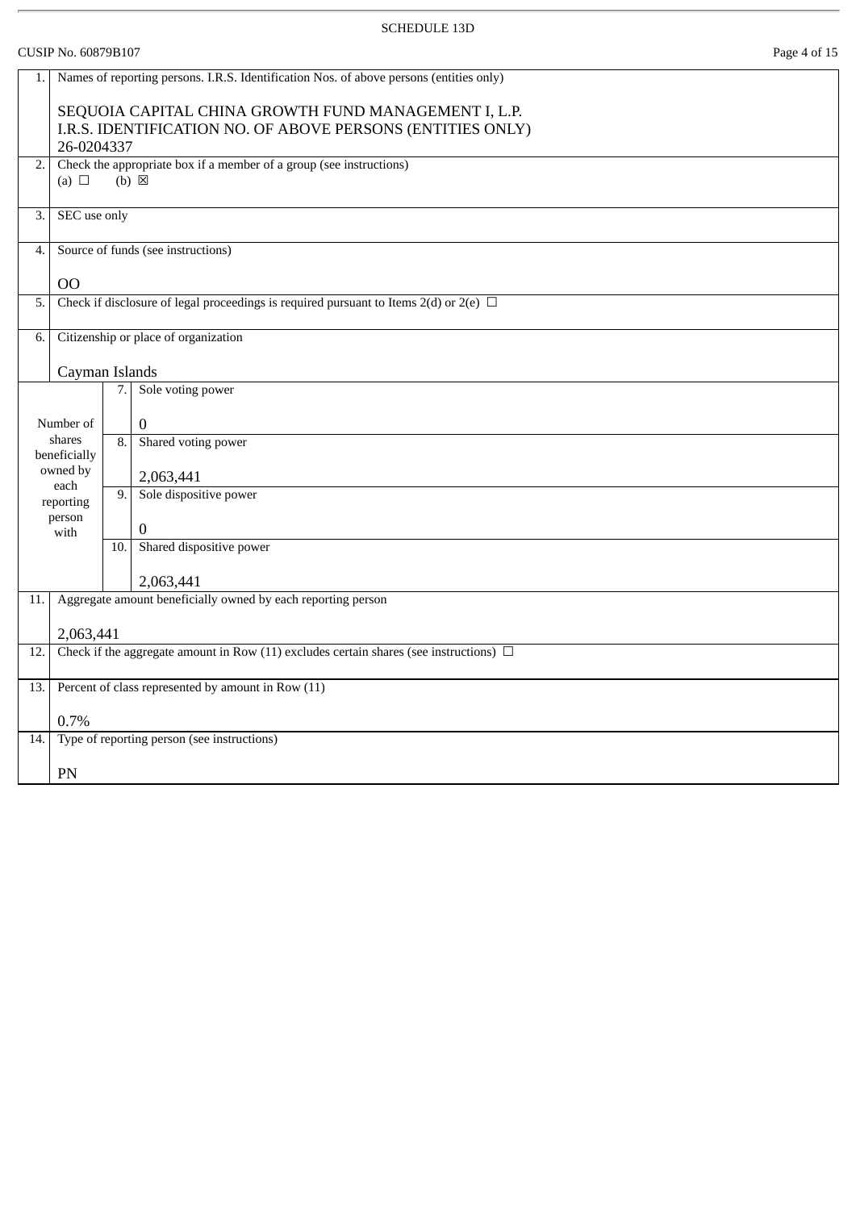SCHEDULE 13D

CUSIP No. 60879B107

| | | | |
|---|---|---|---|
| 1. | Names of reporting persons. I.R.S. Identification Nos. of above persons (entities only)<br><br>SEQUOIA CAPITAL CHINA GROWTH FUND MANAGEMENT I, L.P.<br>I.R.S. IDENTIFICATION NO. OF ABOVE PERSONS (ENTITIES ONLY)<br>26-0204337 | | |
| 2. | Check the appropriate box if a member of a group (see instructions)<br>(a) ☐ (b) ☒ | | |
| 3. | SEC use only | | |
| 4. | Source of funds (see instructions)<br><br>OO | | |
| 5. | Check if disclosure of legal proceedings is required pursuant to Items 2(d) or 2(e) ☐ | | |
| 6. | Citizenship or place of organization<br><br>Cayman Islands | | |
| Number of shares beneficially owned by each reporting person with | 7. | Sole voting power<br><br>0 | |
| | 8. | Shared voting power<br><br>2,063,441 | |
| | 9. | Sole dispositive power<br><br>0 | |
| | 10. | Shared dispositive power<br><br>2,063,441 | |
| 11. | Aggregate amount beneficially owned by each reporting person<br><br>2,063,441 | | |
| 12. | Check if the aggregate amount in Row (11) excludes certain shares (see instructions) ☐ | | |
| 13. | Percent of class represented by amount in Row (11)<br><br>0.7% | | |
| 14. | Type of reporting person (see instructions)<br><br>PN | | |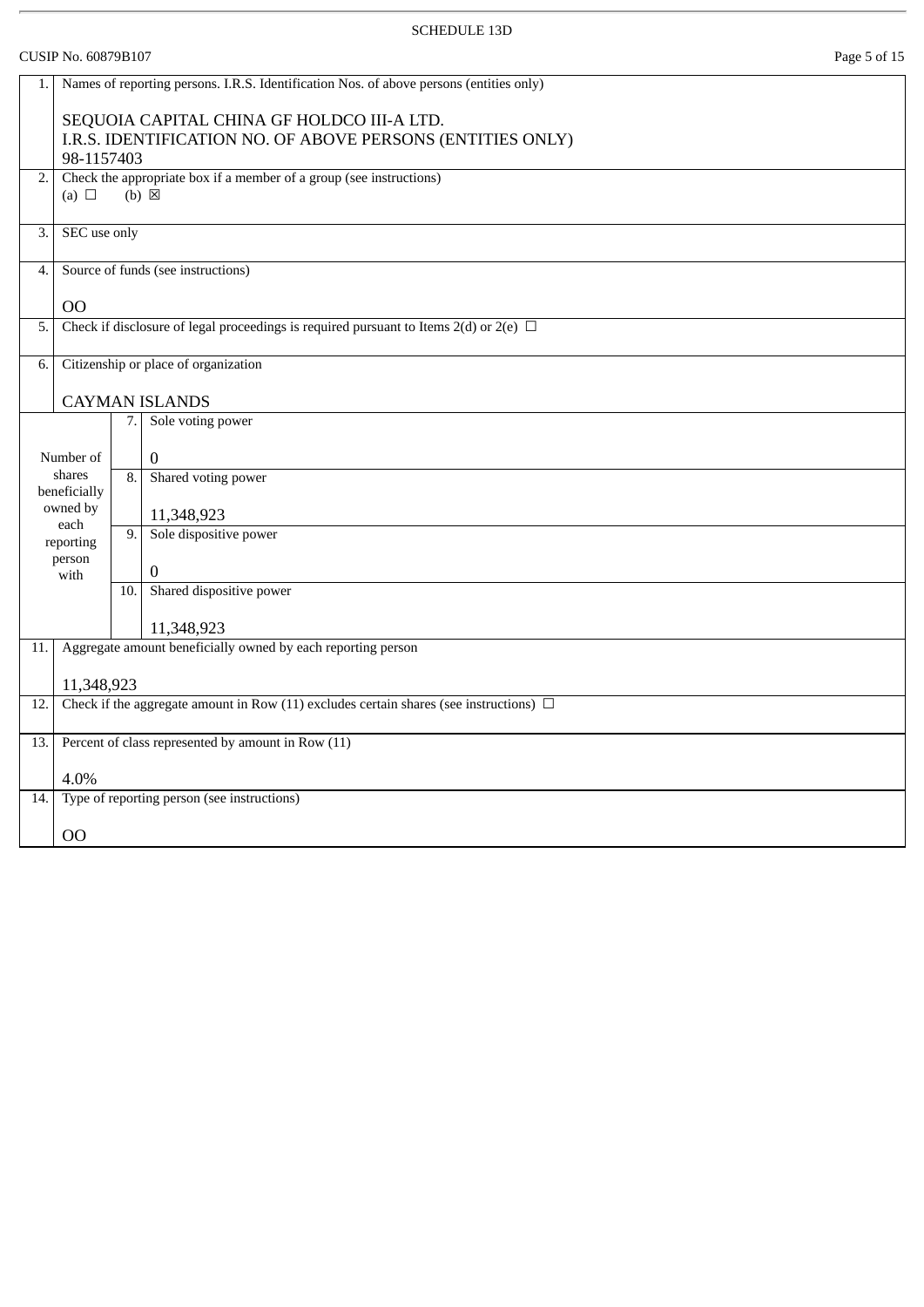SCHEDULE 13D

CUSIP No. 60879B107

| | | | |
|---|---|---|---|
| 1. | Names of reporting persons. I.R.S. Identification Nos. of above persons (entities only)<br><br>SEQUOIA CAPITAL CHINA GF HOLDCO III-A LTD.<br>I.R.S. IDENTIFICATION NO. OF ABOVE PERSONS (ENTITIES ONLY)<br>98-1157403 | | |
| 2. | Check the appropriate box if a member of a group (see instructions)<br>(a) ☐ (b) ☒ | | |
| 3. | SEC use only | | |
| 4. | Source of funds (see instructions)<br><br>OO | | |
| 5. | Check if disclosure of legal proceedings is required pursuant to Items 2(d) or 2(e) ☐ | | |
| 6. | Citizenship or place of organization<br><br>CAYMAN ISLANDS | | |
| Number of shares beneficially owned by each reporting person with | | 7. | Sole voting power<br><br>0 |
| | | 8. | Shared voting power<br><br>11,348,923 |
| | | 9. | Sole dispositive power<br><br>0 |
| | | 10. | Shared dispositive power<br><br>11,348,923 |
| 11. | Aggregate amount beneficially owned by each reporting person<br><br>11,348,923 | | |
| 12. | Check if the aggregate amount in Row (11) excludes certain shares (see instructions) ☐ | | |
| 13. | Percent of class represented by amount in Row (11)<br><br>4.0% | | |
| 14. | Type of reporting person (see instructions)<br><br>OO | | |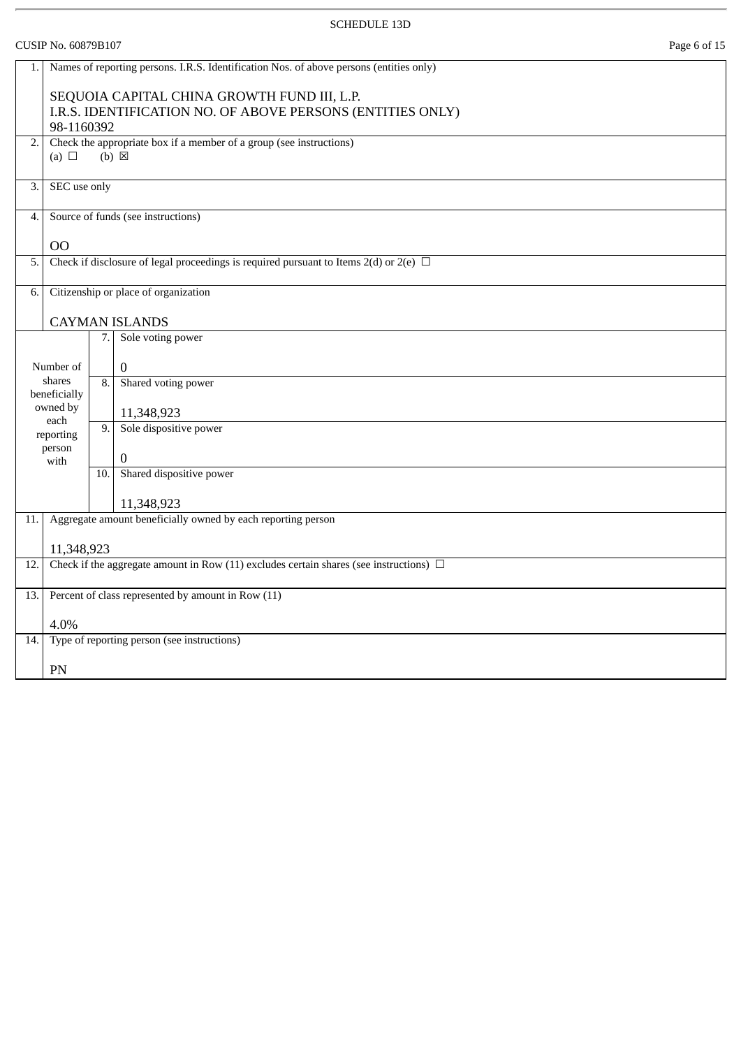SCHEDULE 13D

CUSIP No. 60879B107

| | | | |
|---|---|---|---|
| 1. | Names of reporting persons. I.R.S. Identification Nos. of above persons (entities only)<br><br>SEQUOIA CAPITAL CHINA GROWTH FUND III, L.P.<br>I.R.S. IDENTIFICATION NO. OF ABOVE PERSONS (ENTITIES ONLY)<br>98-1160392 | | |
| 2. | Check the appropriate box if a member of a group (see instructions)<br>(a) ☐ (b) ☒ | | |
| 3. | SEC use only | | |
| 4. | Source of funds (see instructions)<br><br>OO | | |
| 5. | Check if disclosure of legal proceedings is required pursuant to Items 2(d) or 2(e) ☐ | | |
| 6. | Citizenship or place of organization<br><br>CAYMAN ISLANDS | | |
| Number of shares beneficially owned by each reporting person with | | 7. | Sole voting power<br><br>0 |
| | | 8. | Shared voting power<br><br>11,348,923 |
| | | 9. | Sole dispositive power<br><br>0 |
| | | 10. | Shared dispositive power<br><br>11,348,923 |
| 11. | Aggregate amount beneficially owned by each reporting person<br><br>11,348,923 | | |
| 12. | Check if the aggregate amount in Row (11) excludes certain shares (see instructions) ☐ | | |
| 13. | Percent of class represented by amount in Row (11)<br><br>4.0% | | |
| 14. | Type of reporting person (see instructions)<br><br>PN | | |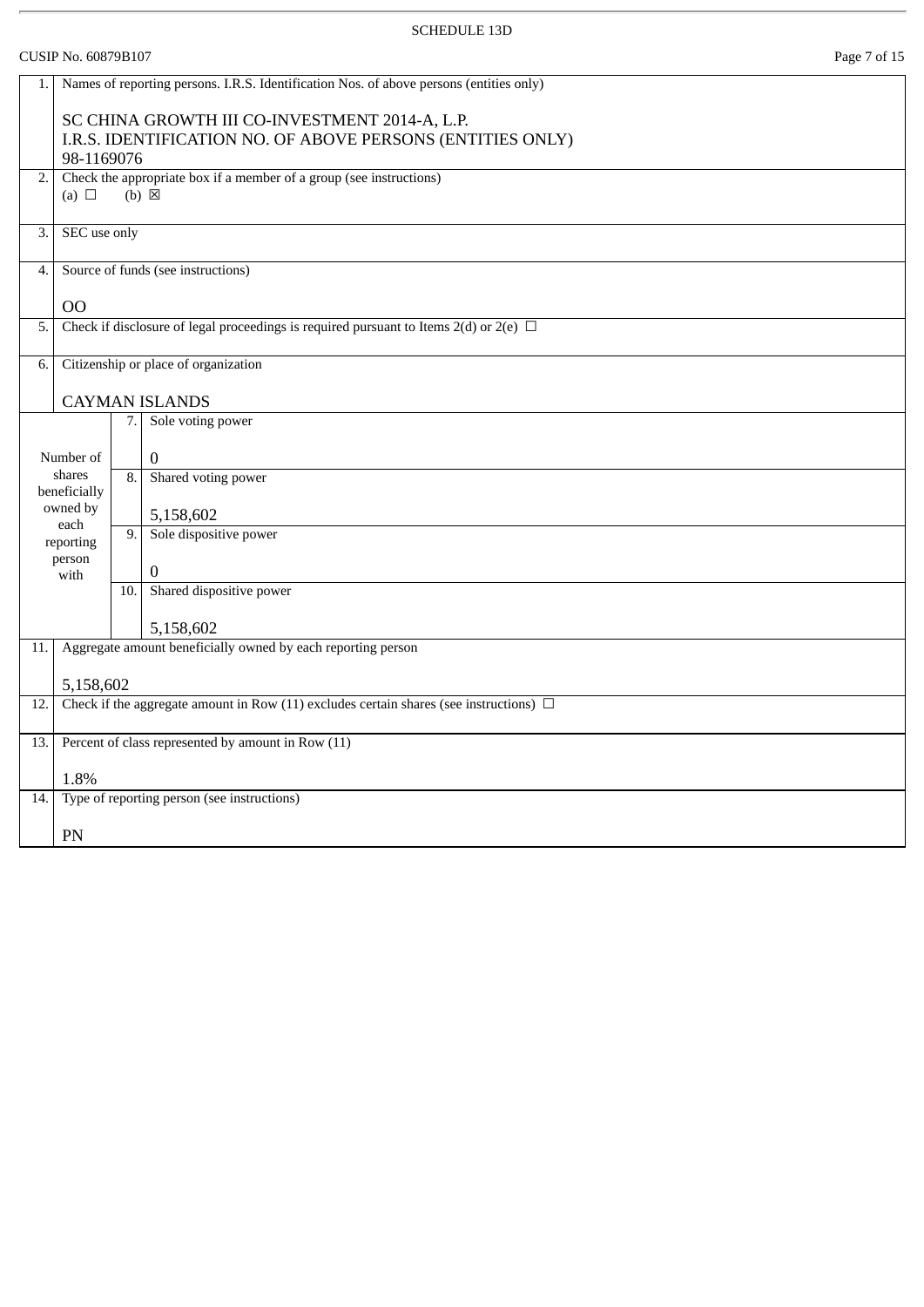SCHEDULE 13D

CUSIP No. 60879B107

| | | |
|---|---|---|
| 1. | Names of reporting persons. I.R.S. Identification Nos. of above persons (entities only)<br><br>SC CHINA GROWTH III CO-INVESTMENT 2014-A, L.P.<br>I.R.S. IDENTIFICATION NO. OF ABOVE PERSONS (ENTITIES ONLY)<br>98-1169076 | |
| 2. | Check the appropriate box if a member of a group (see instructions)<br>(a) ☐ (b) ☒ | |
| 3. | SEC use only | |
| 4. | Source of funds (see instructions)<br><br>OO | |
| 5. | Check if disclosure of legal proceedings is required pursuant to Items 2(d) or 2(e) ☐ | |
| 6. | Citizenship or place of organization<br><br>CAYMAN ISLANDS | |
| Number of shares beneficially owned by each reporting person with | 7. | Sole voting power<br><br>0 |
| | 8. | Shared voting power<br><br>5,158,602 |
| | 9. | Sole dispositive power<br><br>0 |
| | 10. | Shared dispositive power<br><br>5,158,602 |
| 11. | Aggregate amount beneficially owned by each reporting person<br><br>5,158,602 | |
| 12. | Check if the aggregate amount in Row (11) excludes certain shares (see instructions) ☐ | |
| 13. | Percent of class represented by amount in Row (11)<br><br>1.8% | |
| 14. | Type of reporting person (see instructions)<br><br>PN | |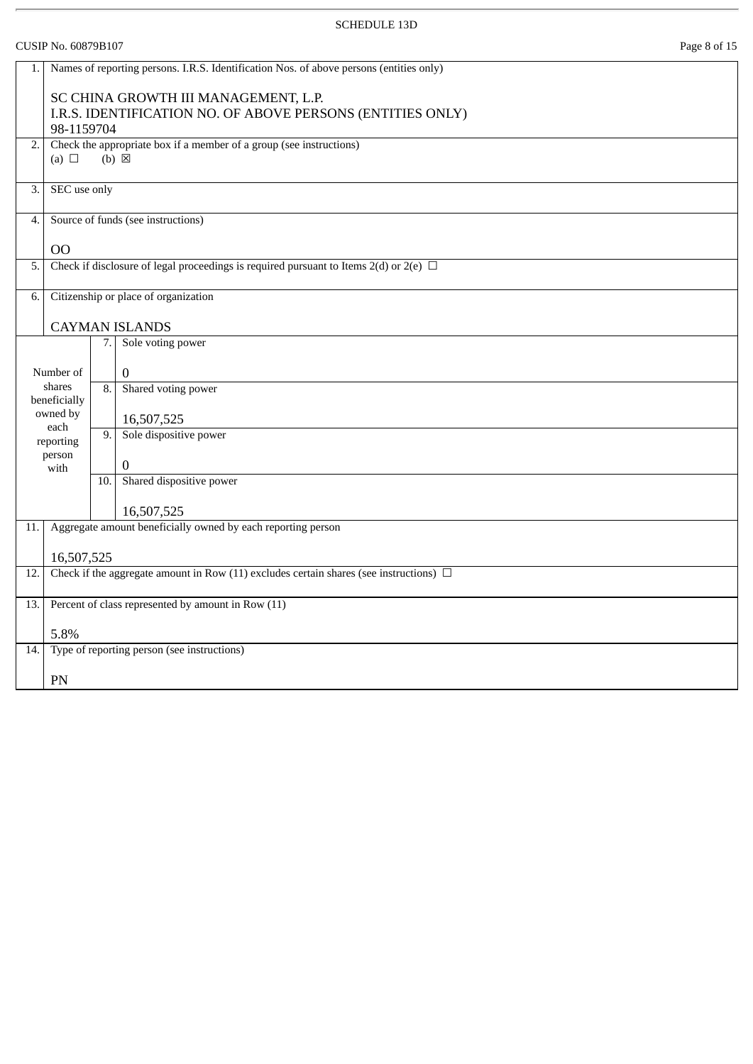SCHEDULE 13D

CUSIP No. 60879B107

| | | | |
|---|---|---|---|
| 1. | Names of reporting persons. I.R.S. Identification Nos. of above persons (entities only)<br><br>SC CHINA GROWTH III MANAGEMENT, L.P.<br>I.R.S. IDENTIFICATION NO. OF ABOVE PERSONS (ENTITIES ONLY)<br>98-1159704 | | |
| 2. | Check the appropriate box if a member of a group (see instructions)<br>(a) ☐ (b) ☒ | | |
| 3. | SEC use only | | |
| 4. | Source of funds (see instructions)<br><br>OO | | |
| 5. | Check if disclosure of legal proceedings is required pursuant to Items 2(d) or 2(e) ☐ | | |
| 6. | Citizenship or place of organization<br><br>CAYMAN ISLANDS | | |
| Number of shares beneficially owned by each reporting person with | | 7. | Sole voting power<br><br>0 |
| | | 8. | Shared voting power<br><br>16,507,525 |
| | | 9. | Sole dispositive power<br><br>0 |
| | | 10. | Shared dispositive power<br><br>16,507,525 |
| 11. | Aggregate amount beneficially owned by each reporting person<br><br>16,507,525 | | |
| 12. | Check if the aggregate amount in Row (11) excludes certain shares (see instructions) ☐ | | |
| 13. | Percent of class represented by amount in Row (11)<br><br>5.8% | | |
| 14. | Type of reporting person (see instructions)<br><br>PN | | |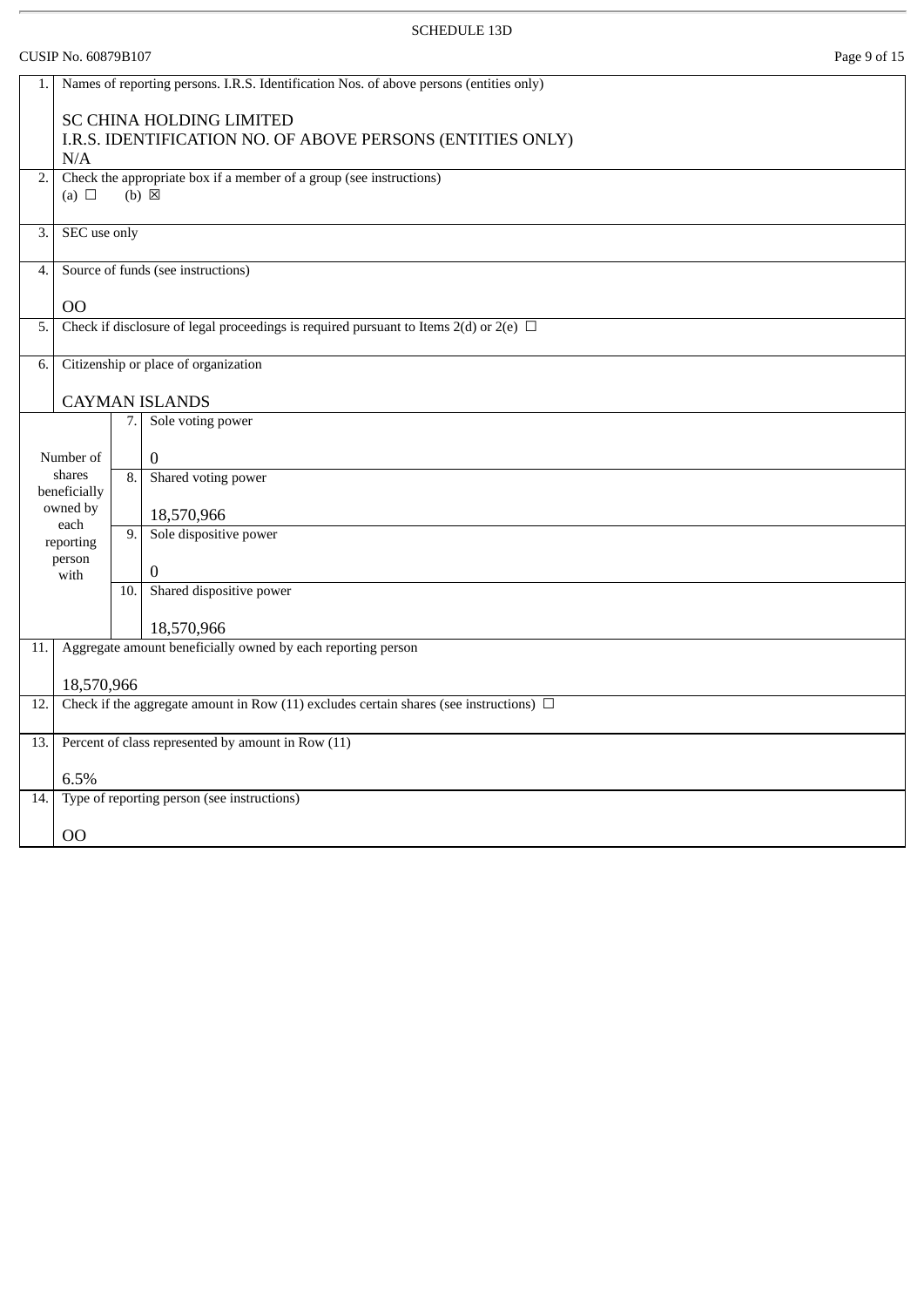SCHEDULE 13D

CUSIP No. 60879B107

| | | | |
|---|---|---|---|
| 1. | Names of reporting persons. I.R.S. Identification Nos. of above persons (entities only)<br><br>SC CHINA HOLDING LIMITED<br>I.R.S. IDENTIFICATION NO. OF ABOVE PERSONS (ENTITIES ONLY)<br>N/A | | |
| 2. | Check the appropriate box if a member of a group (see instructions)<br>(a) ☐ (b) ☒ | | |
| 3. | SEC use only | | |
| 4. | Source of funds (see instructions)<br><br>OO | | |
| 5. | Check if disclosure of legal proceedings is required pursuant to Items 2(d) or 2(e) ☐ | | |
| 6. | Citizenship or place of organization<br><br>CAYMAN ISLANDS | | |
| Number of shares beneficially owned by each reporting person with | | 7. | Sole voting power<br><br>0 |
| | | 8. | Shared voting power<br><br>18,570,966 |
| | | 9. | Sole dispositive power<br><br>0 |
| | | 10. | Shared dispositive power<br><br>18,570,966 |
| 11. | Aggregate amount beneficially owned by each reporting person<br><br>18,570,966 | | |
| 12. | Check if the aggregate amount in Row (11) excludes certain shares (see instructions) ☐ | | |
| 13. | Percent of class represented by amount in Row (11)<br><br>6.5% | | |
| 14. | Type of reporting person (see instructions)<br><br>OO | | |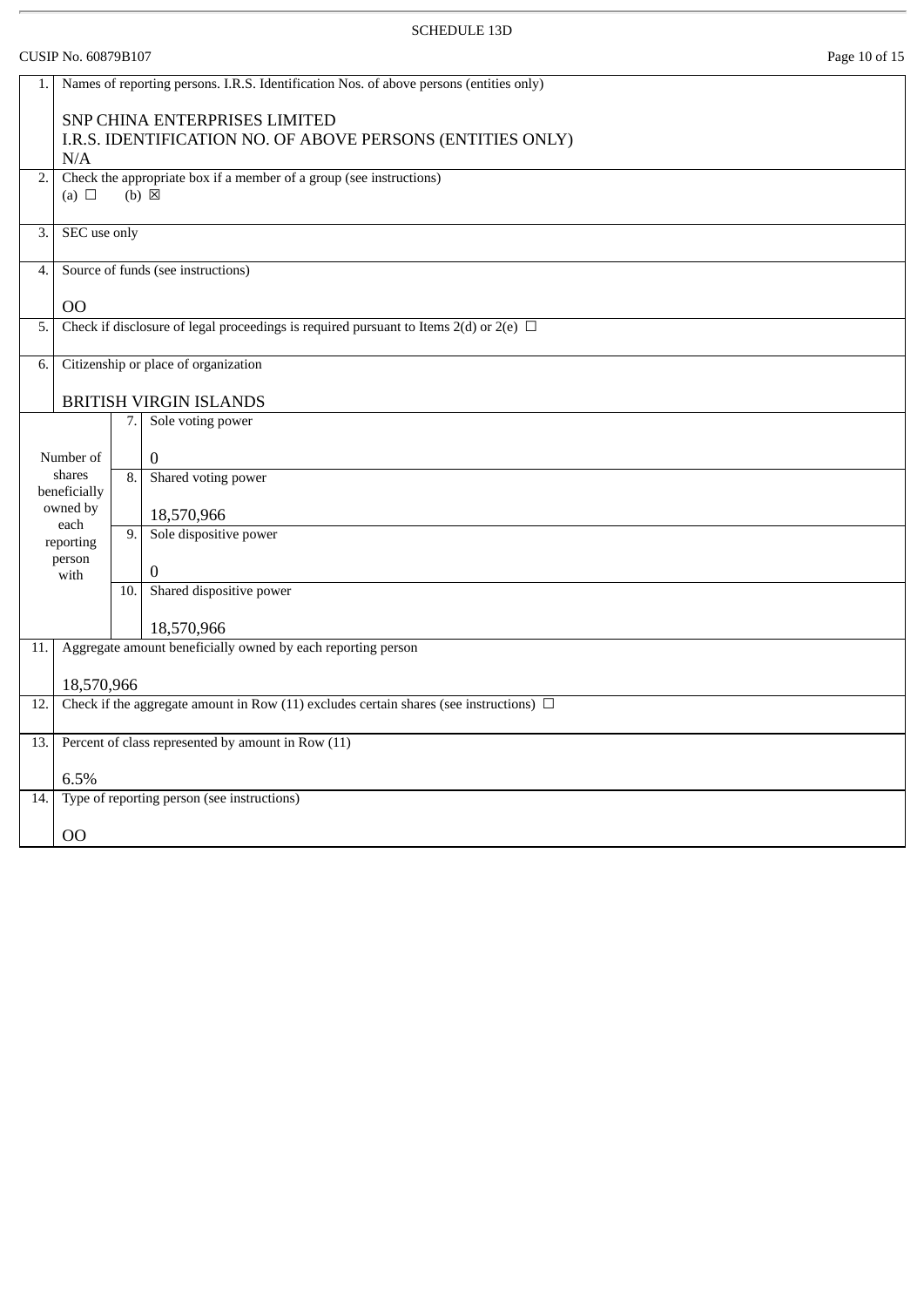SCHEDULE 13D

CUSIP No. 60879B107

| | | | |
|---|---|---|---|
| 1. | Names of reporting persons. I.R.S. Identification Nos. of above persons (entities only)<br><br>SNP CHINA ENTERPRISES LIMITED<br>I.R.S. IDENTIFICATION NO. OF ABOVE PERSONS (ENTITIES ONLY)<br>N/A | | |
| 2. | Check the appropriate box if a member of a group (see instructions)<br>(a) ☐ (b) ☒ | | |
| 3. | SEC use only | | |
| 4. | Source of funds (see instructions)<br><br>OO | | |
| 5. | Check if disclosure of legal proceedings is required pursuant to Items 2(d) or 2(e) ☐ | | |
| 6. | Citizenship or place of organization<br><br>BRITISH VIRGIN ISLANDS | | |
| Number of shares beneficially owned by each reporting person with | | 7. | Sole voting power<br><br>0 |
| | | 8. | Shared voting power<br><br>18,570,966 |
| | | 9. | Sole dispositive power<br><br>0 |
| | | 10. | Shared dispositive power<br><br>18,570,966 |
| 11. | Aggregate amount beneficially owned by each reporting person<br><br>18,570,966 | | |
| 12. | Check if the aggregate amount in Row (11) excludes certain shares (see instructions) ☐ | | |
| 13. | Percent of class represented by amount in Row (11)<br><br>6.5% | | |
| 14. | Type of reporting person (see instructions)<br><br>OO | | |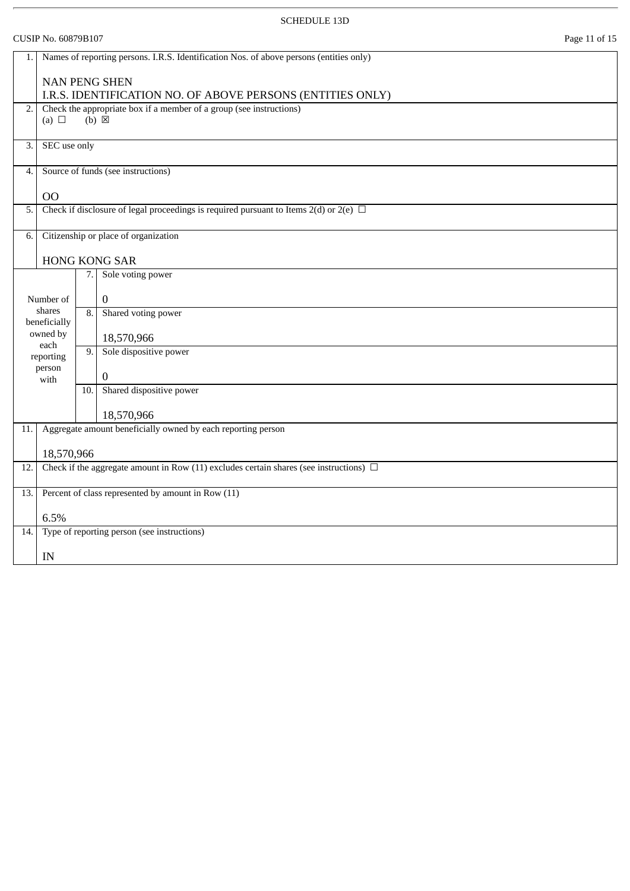SCHEDULE 13D

CUSIP No. 60879B107

| | | | |
|---|---|---|---|
| 1. | Names of reporting persons. I.R.S. Identification Nos. of above persons (entities only)<br><br>NAN PENG SHEN<br>I.R.S. IDENTIFICATION NO. OF ABOVE PERSONS (ENTITIES ONLY) | | |
| 2. | Check the appropriate box if a member of a group (see instructions)<br>(a) ☐ (b) ☒ | | |
| 3. | SEC use only | | |
| 4. | Source of funds (see instructions)<br><br>OO | | |
| 5. | Check if disclosure of legal proceedings is required pursuant to Items 2(d) or 2(e) ☐ | | |
| 6. | Citizenship or place of organization<br><br>HONG KONG SAR | | |
| Number of shares beneficially owned by each reporting person with | | 7. | Sole voting power<br><br>0 |
| | | 8. | Shared voting power<br><br>18,570,966 |
| | | 9. | Sole dispositive power<br><br>0 |
| | | 10. | Shared dispositive power<br><br>18,570,966 |
| 11. | Aggregate amount beneficially owned by each reporting person<br><br>18,570,966 | | |
| 12. | Check if the aggregate amount in Row (11) excludes certain shares (see instructions) ☐ | | |
| 13. | Percent of class represented by amount in Row (11)<br><br>6.5% | | |
| 14. | Type of reporting person (see instructions)<br><br>IN | | |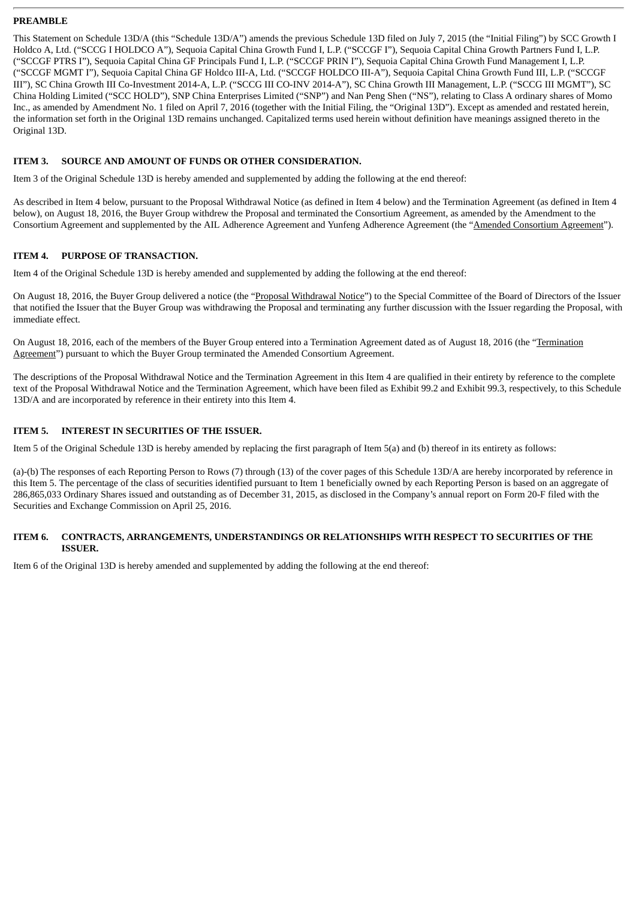## PREAMBLE

This Statement on Schedule 13D/A (this "Schedule 13D/A") amends the previous Schedule 13D filed on July 7, 2015 (the "Initial Filing") by SCC Growth I Holdco A, Ltd. ("SCCG I HOLDCO A"), Sequoia Capital China Growth Fund I, L.P. ("SCCGF I"), Sequoia Capital China Growth Partners Fund I, L.P. ("SCCGF PTRS I"), Sequoia Capital China GF Principals Fund I, L.P. ("SCCGF PRIN I"), Sequoia Capital China Growth Fund Management I, L.P. ("SCCGF MGMT I"), Sequoia Capital China GF Holdco III-A, Ltd. ("SCCGF HOLDCO III-A"), Sequoia Capital China Growth Fund III, L.P. ("SCCGF III"), SC China Growth III Co-Investment 2014-A, L.P. ("SCCG III CO-INV 2014-A"), SC China Growth III Management, L.P. ("SCCG III MGMT"), SC China Holding Limited ("SCC HOLD"), SNP China Enterprises Limited ("SNP") and Nan Peng Shen ("NS"), relating to Class A ordinary shares of Momo Inc., as amended by Amendment No. 1 filed on April 7, 2016 (together with the Initial Filing, the "Original 13D"). Except as amended and restated herein, the information set forth in the Original 13D remains unchanged. Capitalized terms used herein without definition have meanings assigned thereto in the Original 13D.

## ITEM 3. SOURCE AND AMOUNT OF FUNDS OR OTHER CONSIDERATION.

Item 3 of the Original Schedule 13D is hereby amended and supplemented by adding the following at the end thereof:

As described in Item 4 below, pursuant to the Proposal Withdrawal Notice (as defined in Item 4 below) and the Termination Agreement (as defined in Item 4 below), on August 18, 2016, the Buyer Group withdrew the Proposal and terminated the Consortium Agreement, as amended by the Amendment to the Consortium Agreement and supplemented by the AIL Adherence Agreement and Yunfeng Adherence Agreement (the "Amended Consortium Agreement").

## ITEM 4. PURPOSE OF TRANSACTION.

Item 4 of the Original Schedule 13D is hereby amended and supplemented by adding the following at the end thereof:

On August 18, 2016, the Buyer Group delivered a notice (the "Proposal Withdrawal Notice") to the Special Committee of the Board of Directors of the Issuer that notified the Issuer that the Buyer Group was withdrawing the Proposal and terminating any further discussion with the Issuer regarding the Proposal, with immediate effect.

On August 18, 2016, each of the members of the Buyer Group entered into a Termination Agreement dated as of August 18, 2016 (the "Termination Agreement") pursuant to which the Buyer Group terminated the Amended Consortium Agreement.

The descriptions of the Proposal Withdrawal Notice and the Termination Agreement in this Item 4 are qualified in their entirety by reference to the complete text of the Proposal Withdrawal Notice and the Termination Agreement, which have been filed as Exhibit 99.2 and Exhibit 99.3, respectively, to this Schedule 13D/A and are incorporated by reference in their entirety into this Item 4.

## ITEM 5. INTEREST IN SECURITIES OF THE ISSUER.

Item 5 of the Original Schedule 13D is hereby amended by replacing the first paragraph of Item 5(a) and (b) thereof in its entirety as follows:

(a)-(b) The responses of each Reporting Person to Rows (7) through (13) of the cover pages of this Schedule 13D/A are hereby incorporated by reference in this Item 5. The percentage of the class of securities identified pursuant to Item 1 beneficially owned by each Reporting Person is based on an aggregate of 286,865,033 Ordinary Shares issued and outstanding as of December 31, 2015, as disclosed in the Company's annual report on Form 20-F filed with the Securities and Exchange Commission on April 25, 2016.

## ITEM 6. CONTRACTS, ARRANGEMENTS, UNDERSTANDINGS OR RELATIONSHIPS WITH RESPECT TO SECURITIES OF THE ISSUER.

Item 6 of the Original 13D is hereby amended and supplemented by adding the following at the end thereof: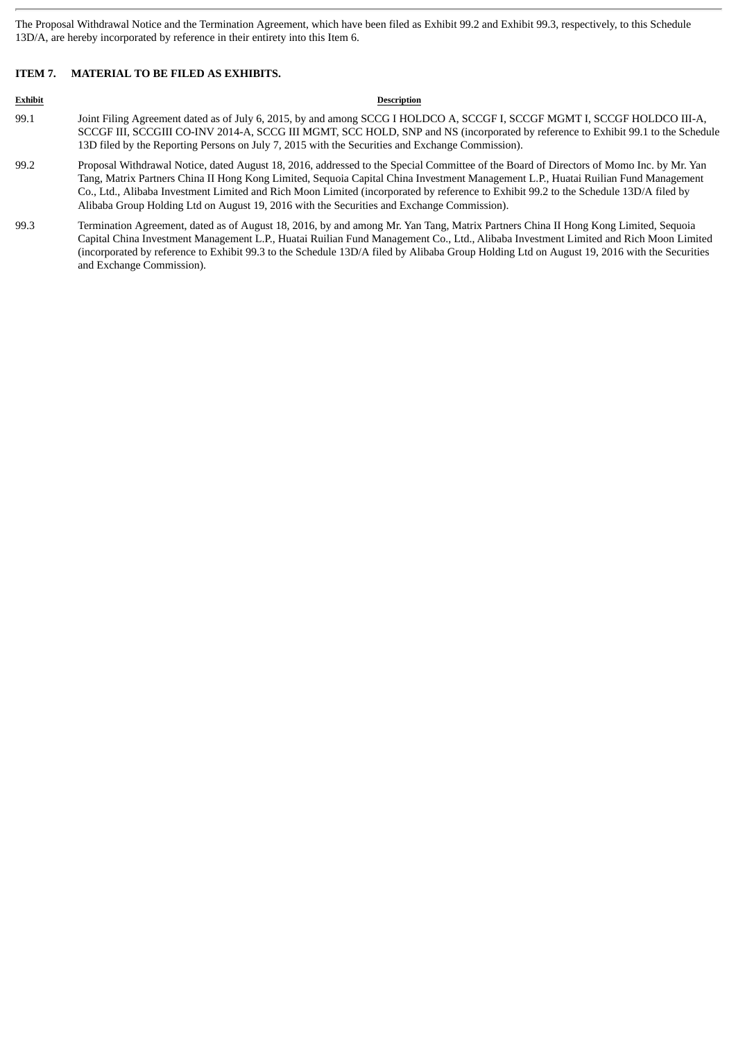The Proposal Withdrawal Notice and the Termination Agreement, which have been filed as Exhibit 99.2 and Exhibit 99.3, respectively, to this Schedule 13D/A, are hereby incorporated by reference in their entirety into this Item 6.

## ITEM 7. MATERIAL TO BE FILED AS EXHIBITS.

| Exhibit | Description |
|---|---|
| 99.1 | Joint Filing Agreement dated as of July 6, 2015, by and among SCCG I HOLDCO A, SCCGF I, SCCGF MGMT I, SCCGF HOLDCO III-A, SCCGF III, SCCGIII CO-INV 2014-A, SCCG III MGMT, SCC HOLD, SNP and NS (incorporated by reference to Exhibit 99.1 to the Schedule 13D filed by the Reporting Persons on July 7, 2015 with the Securities and Exchange Commission). |
| 99.2 | Proposal Withdrawal Notice, dated August 18, 2016, addressed to the Special Committee of the Board of Directors of Momo Inc. by Mr. Yan Tang, Matrix Partners China II Hong Kong Limited, Sequoia Capital China Investment Management L.P., Huatai Ruilian Fund Management Co., Ltd., Alibaba Investment Limited and Rich Moon Limited (incorporated by reference to Exhibit 99.2 to the Schedule 13D/A filed by Alibaba Group Holding Ltd on August 19, 2016 with the Securities and Exchange Commission). |
| 99.3 | Termination Agreement, dated as of August 18, 2016, by and among Mr. Yan Tang, Matrix Partners China II Hong Kong Limited, Sequoia Capital China Investment Management L.P., Huatai Ruilian Fund Management Co., Ltd., Alibaba Investment Limited and Rich Moon Limited (incorporated by reference to Exhibit 99.3 to the Schedule 13D/A filed by Alibaba Group Holding Ltd on August 19, 2016 with the Securities and Exchange Commission). |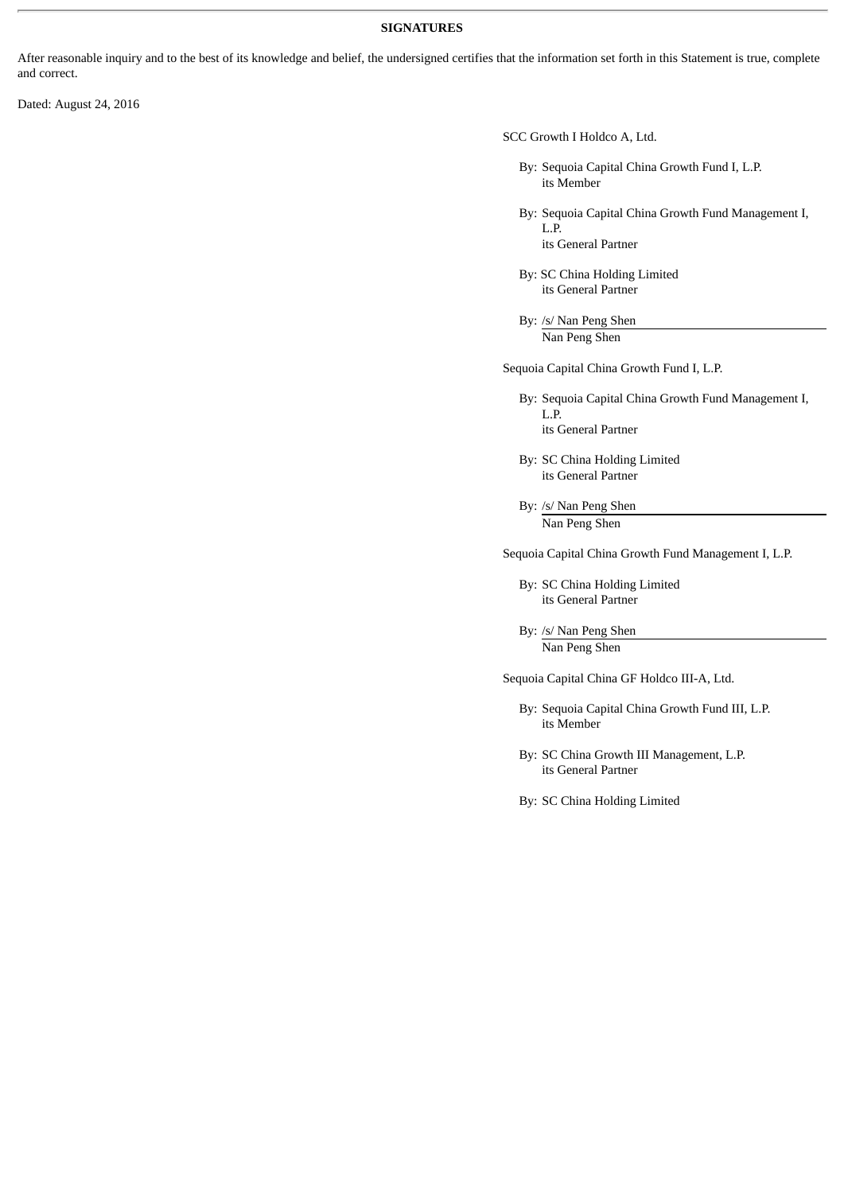**SIGNATURES**

After reasonable inquiry and to the best of its knowledge and belief, the undersigned certifies that the information set forth in this Statement is true, complete and correct.

Dated: August 24, 2016

SCC Growth I Holdco A, Ltd.

By: Sequoia Capital China Growth Fund I, L.P.
its Member

By: Sequoia Capital China Growth Fund Management I, L.P.
its General Partner

By: SC China Holding Limited
its General Partner

By: /s/ Nan Peng Shen
Nan Peng Shen

Sequoia Capital China Growth Fund I, L.P.

By: Sequoia Capital China Growth Fund Management I, L.P.
its General Partner

By: SC China Holding Limited
its General Partner

By: /s/ Nan Peng Shen
Nan Peng Shen

Sequoia Capital China Growth Fund Management I, L.P.

By: SC China Holding Limited
its General Partner

By: /s/ Nan Peng Shen
Nan Peng Shen

Sequoia Capital China GF Holdco III-A, Ltd.

By: Sequoia Capital China Growth Fund III, L.P.
its Member

By: SC China Growth III Management, L.P.
its General Partner

By: SC China Holding Limited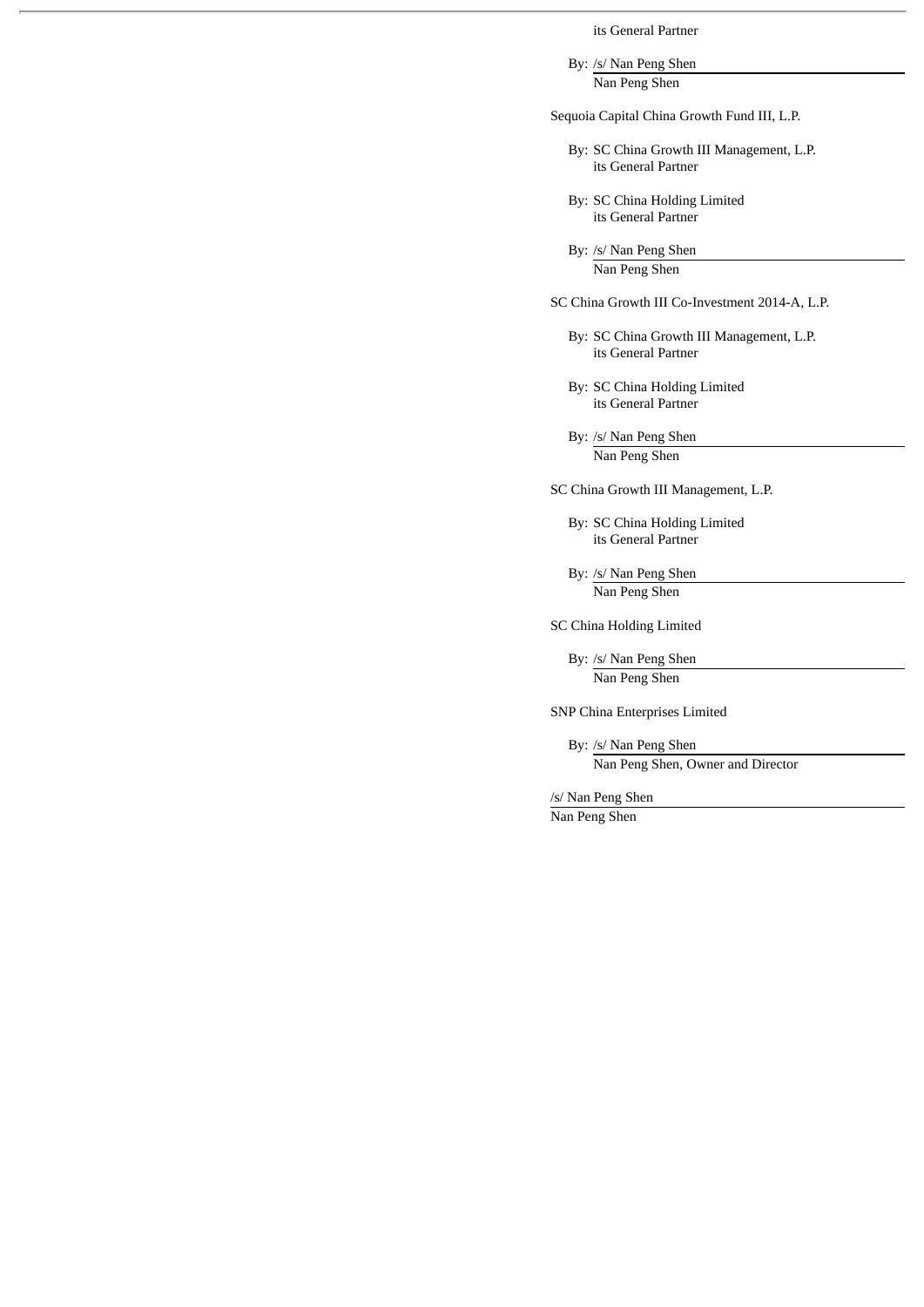its General Partner

By: /s/ Nan Peng Shen
Nan Peng Shen

Sequoia Capital China Growth Fund III, L.P.

By: SC China Growth III Management, L.P.
its General Partner

By: SC China Holding Limited
its General Partner

By: /s/ Nan Peng Shen
Nan Peng Shen

SC China Growth III Co-Investment 2014-A, L.P.

By: SC China Growth III Management, L.P.
its General Partner

By: SC China Holding Limited
its General Partner

By: /s/ Nan Peng Shen
Nan Peng Shen

SC China Growth III Management, L.P.

By: SC China Holding Limited
its General Partner

By: /s/ Nan Peng Shen
Nan Peng Shen

SC China Holding Limited

By: /s/ Nan Peng Shen
Nan Peng Shen

SNP China Enterprises Limited

By: /s/ Nan Peng Shen
Nan Peng Shen, Owner and Director

/s/ Nan Peng Shen
Nan Peng Shen